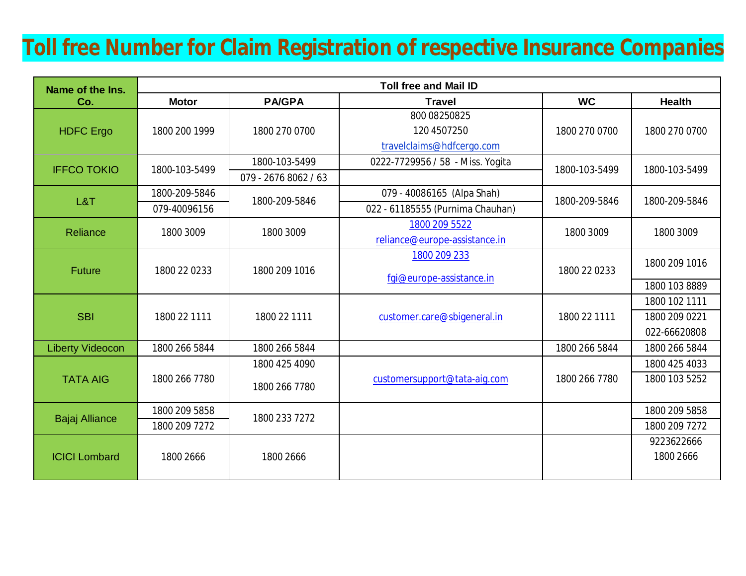# Toll free Number for Claim Registration of respective Insurance Companies

| Name of the Ins. Co. | Toll free and Mail ID | | | | |
|---|---|---|---|---|---|
| | Motor | PA/GPA | Travel | WC | Health |
| HDFC Ergo | 1800 200 1999 | 1800 270 0700 | 800 08250825<br>120 4507250<br>travelclaims@hdfcergo.com | 1800 270 0700 | 1800 270 0700 |
| IFFCO TOKIO | 1800-103-5499 | 1800-103-5499<br>079 - 2676 8062 / 63 | 0222-7729956 / 58 - Miss. Yogita | 1800-103-5499 | 1800-103-5499 |
| L&T | 1800-209-5846<br>079-40096156 | 1800-209-5846 | 079 - 40086165 (Alpa Shah)<br>022 - 61185555 (Purnima Chauhan) | 1800-209-5846 | 1800-209-5846 |
| Reliance | 1800 3009 | 1800 3009 | 1800 209 5522<br>reliance@europe-assistance.in | 1800 3009 | 1800 3009 |
| Future | 1800 22 0233 | 1800 209 1016 | 1800 209 233<br>fgi@europe-assistance.in | 1800 22 0233 | 1800 209 1016<br>1800 103 8889 |
| SBI | 1800 22 1111 | 1800 22 1111 | customer.care@sbigeneral.in | 1800 22 1111 | 1800 102 1111<br>1800 209 0221<br>022-66620808 |
| Liberty Videocon | 1800 266 5844 | 1800 266 5844 | | 1800 266 5844 | 1800 266 5844 |
| TATA AIG | 1800 266 7780 | 1800 425 4090<br>1800 266 7780 | customersupport@tata-aig.com | 1800 266 7780 | 1800 425 4033<br>1800 103 5252 |
| Bajaj Alliance | 1800 209 5858<br>1800 209 7272 | 1800 233 7272 | | | 1800 209 5858<br>1800 209 7272 |
| ICICI Lombard | 1800 2666 | 1800 2666 | | | 9223622666<br>1800 2666 |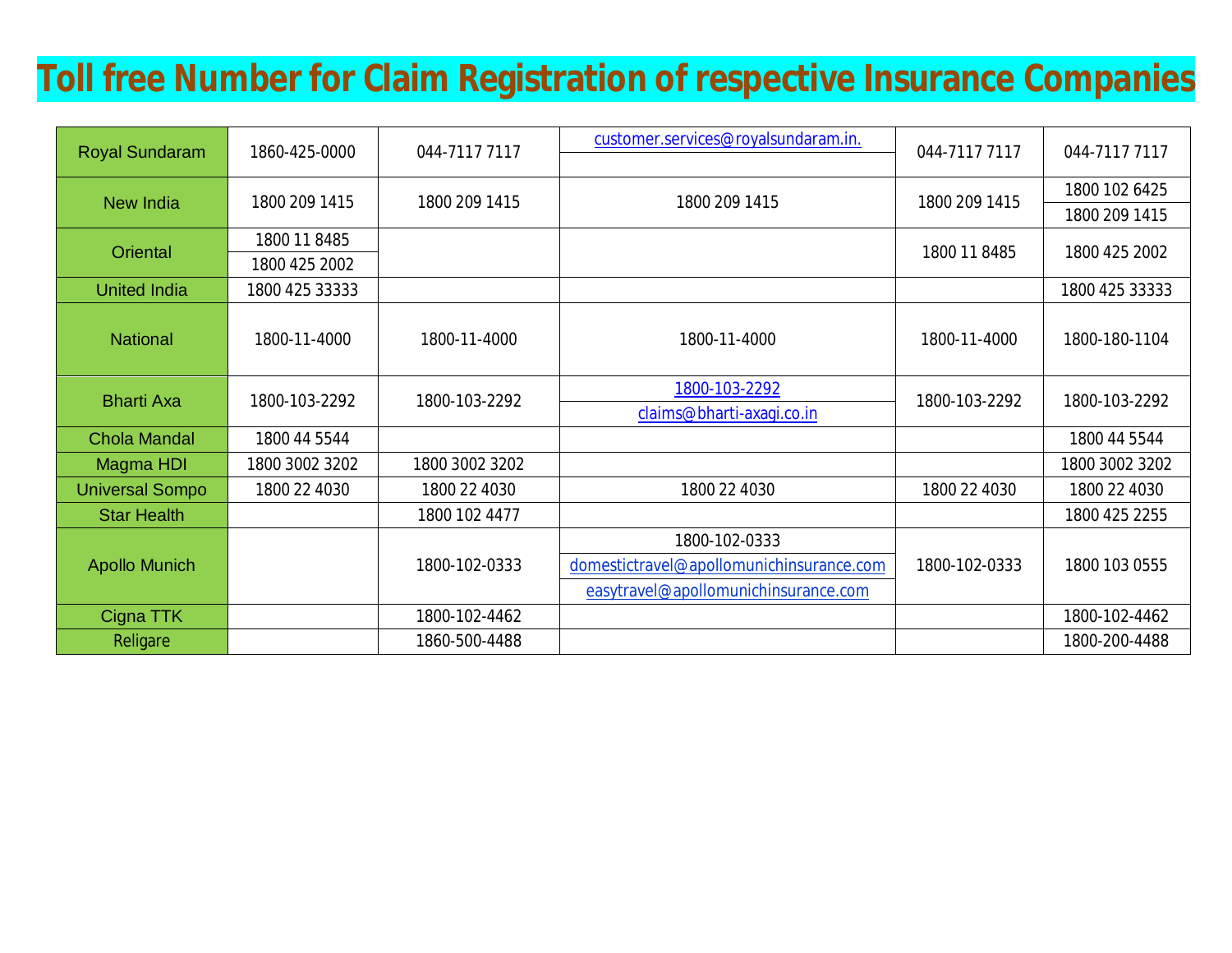# Toll free Number for Claim Registration of respective Insurance Companies

| | | | | | |
|---|---|---|---|---|---|
| Royal Sundaram | 1860-425-0000 | 044-7117 7117 | customer.services@royalsundaram.in. | 044-7117 7117 | 044-7117 7117 |
| New India | 1800 209 1415 | 1800 209 1415 | 1800 209 1415 | 1800 209 1415 | 1800 102 6425<br>1800 209 1415 |
| Oriental | 1800 11 8485<br>1800 425 2002 | | | 1800 11 8485 | 1800 425 2002 |
| United India | 1800 425 33333 | | | | 1800 425 33333 |
| National | 1800-11-4000 | 1800-11-4000 | 1800-11-4000 | 1800-11-4000 | 1800-180-1104 |
| Bharti Axa | 1800-103-2292 | 1800-103-2292 | 1800-103-2292<br>claims@bharti-axagi.co.in | 1800-103-2292 | 1800-103-2292 |
| Chola Mandal | 1800 44 5544 | | | | 1800 44 5544 |
| Magma HDI | 1800 3002 3202 | 1800 3002 3202 | | | 1800 3002 3202 |
| Universal Sompo | 1800 22 4030 | 1800 22 4030 | 1800 22 4030 | 1800 22 4030 | 1800 22 4030 |
| Star Health | | 1800 102 4477 | | | 1800 425 2255 |
| Apollo Munich | | 1800-102-0333 | 1800-102-0333<br>domestictravel@apollomunichinsurance.com<br>easytravel@apollomunichinsurance.com | 1800-102-0333 | 1800 103 0555 |
| Cigna TTK | | 1800-102-4462 | | | 1800-102-4462 |
| Religare | | 1860-500-4488 | | | 1800-200-4488 |